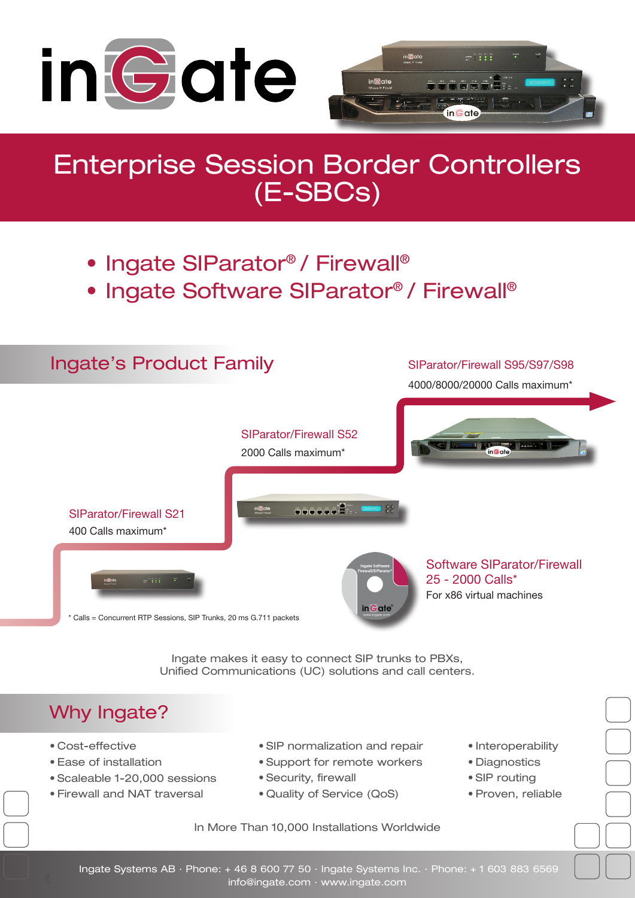# Enterprise Session Border Controllers (E-SBCs)

- Ingate SIParator® / Firewall®
- Ingate Software SIParator® / Firewall®

## Ingate's Product Family

**SIParator/Firewall S95/S97/S98**
4000/8000/20000 Calls maximum*

**SIParator/Firewall S52**
2000 Calls maximum*

**SIParator/Firewall S21**
400 Calls maximum*

**Software SIParator/Firewall**
**25 - 2000 Calls***
For x86 virtual machines

* Calls = Concurrent RTP Sessions, SIP Trunks, 20 ms G.711 packets

Ingate makes it easy to connect SIP trunks to PBXs, Unified Communications (UC) solutions and call centers.

## Why Ingate?

- Cost-effective
- Ease of installation
- Scaleable 1-20,000 sessions
- Firewall and NAT traversal
- SIP normalization and repair
- Support for remote workers
- Security, firewall
- Quality of Service (QoS)
- Interoperability
- Diagnostics
- SIP routing
- Proven, reliable

In More Than 10,000 Installations Worldwide

Ingate Systems AB · Phone: + 46 8 600 77 50 · Ingate Systems Inc. · Phone: + 1 603 883 6569
info@ingate.com · www.ingate.com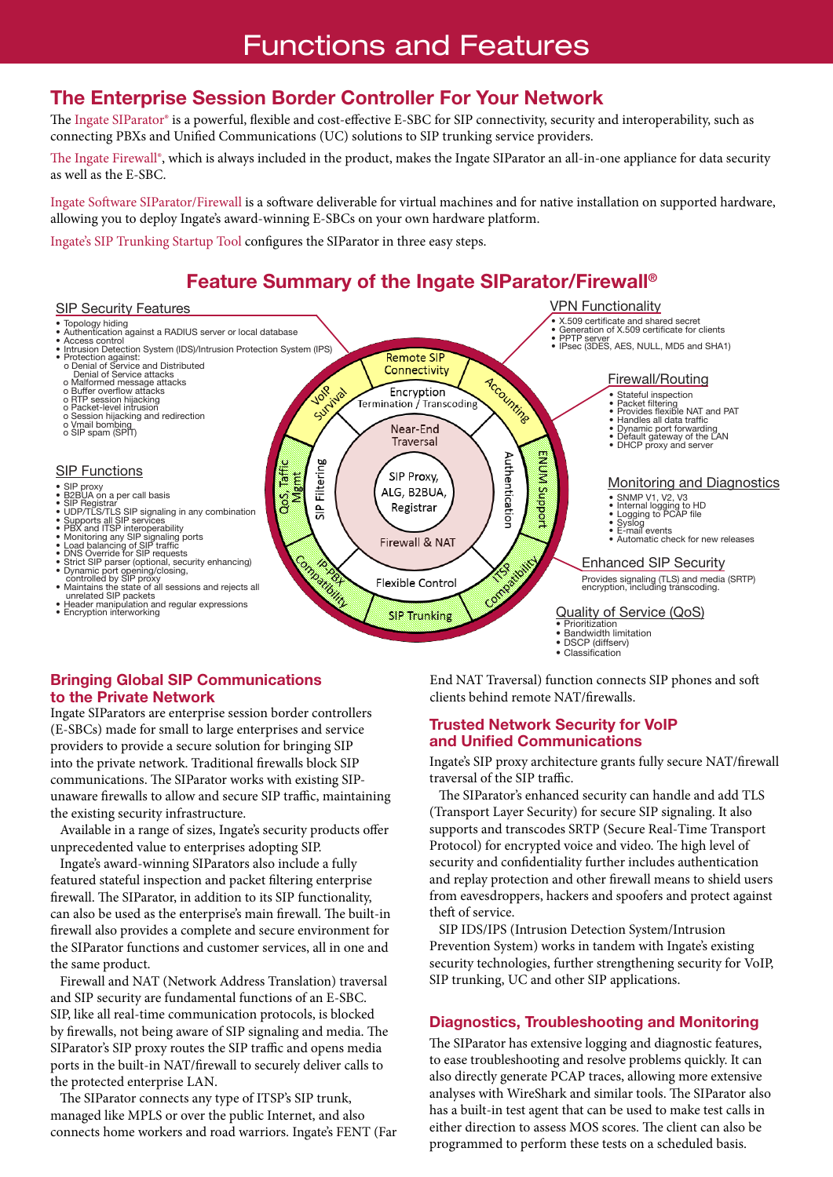# Functions and Features

## The Enterprise Session Border Controller For Your Network

The Ingate SIParator® is a powerful, flexible and cost-effective E-SBC for SIP connectivity, security and interoperability, such as connecting PBXs and Unified Communications (UC) solutions to SIP trunking service providers.

The Ingate Firewall®, which is always included in the product, makes the Ingate SIParator an all-in-one appliance for data security as well as the E-SBC.

Ingate Software SIParator/Firewall is a software deliverable for virtual machines and for native installation on supported hardware, allowing you to deploy Ingate's award-winning E-SBCs on your own hardware platform.

Ingate's SIP Trunking Startup Tool configures the SIParator in three easy steps.

## Feature Summary of the Ingate SIParator/Firewall®

### SIP Security Features

- Topology hiding
- Authentication against a RADIUS server or local database
- Access control
- Intrusion Detection System (IDS)/Intrusion Protection System (IPS)
- Protection against:
  - o Denial of Service and Distributed Denial of Service attacks
  - o Malformed message attacks
  - o Buffer overflow attacks
  - o RTP session hijacking
  - o Packet-level intrusion
  - o Session hijacking and redirection
  - o Vmail bombing
  - o SIP spam (SPIT)

### SIP Functions

- SIP proxy
- B2BUA on a per call basis
- SIP Registrar
- UDP/TLS/TLS SIP signaling in any combination
- Supports all SIP services
- PBX and ITSP interoperability
- Monitoring any SIP signaling ports
- Load balancing of SIP traffic
- DNS Override for SIP requests
- Strict SIP parser (optional, security enhancing)
- Dynamic port opening/closing, controlled by SIP proxy
- Maintains the state of all sessions and rejects all unrelated SIP packets
- Header manipulation and regular expressions
- Encryption interworking

Remote SIP Connectivity · Encryption Termination / Transcoding · Near-End Traversal · SIP Proxy, ALG, B2BUA, Registrar · Firewall & NAT · Accounting · Authentication · ENUM Support · ITSP Compatibility · SIP Trunking · Flexible Control · IP-PBX Compatibility · SIP Filtering · QoS, Traffic Mgmt · VoIP Survival

### VPN Functionality

- X.509 certificate and shared secret
- Generation of X.509 certificate for clients
- PPTP server
- IPsec (3DES, AES, NULL, MD5 and SHA1)

### Firewall/Routing

- Stateful inspection
- Packet filtering
- Provides flexible NAT and PAT
- Handles all data traffic
- Dynamic port forwarding
- Default gateway of the LAN
- DHCP proxy and server

### Monitoring and Diagnostics

- SNMP V1, V2, V3
- Internal logging to HD
- Logging to PCAP file
- Syslog
- E-mail events
- Automatic check for new releases

### Enhanced SIP Security

Provides signaling (TLS) and media (SRTP) encryption, including transcoding.

### Quality of Service (QoS)

- Prioritization
- Bandwidth limitation
- DSCP (diffserv)
- Classification

## Bringing Global SIP Communications to the Private Network

Ingate SIParators are enterprise session border controllers (E-SBCs) made for small to large enterprises and service providers to provide a secure solution for bringing SIP into the private network. Traditional firewalls block SIP communications. The SIParator works with existing SIP-unaware firewalls to allow and secure SIP traffic, maintaining the existing security infrastructure.

Available in a range of sizes, Ingate's security products offer unprecedented value to enterprises adopting SIP.

Ingate's award-winning SIParators also include a fully featured stateful inspection and packet filtering enterprise firewall. The SIParator, in addition to its SIP functionality, can also be used as the enterprise's main firewall. The built-in firewall also provides a complete and secure environment for the SIParator functions and customer services, all in one and the same product.

Firewall and NAT (Network Address Translation) traversal and SIP security are fundamental functions of an E-SBC. SIP, like all real-time communication protocols, is blocked by firewalls, not being aware of SIP signaling and media. The SIParator's SIP proxy routes the SIP traffic and opens media ports in the built-in NAT/firewall to securely deliver calls to the protected enterprise LAN.

The SIParator connects any type of ITSP's SIP trunk, managed like MPLS or over the public Internet, and also connects home workers and road warriors. Ingate's FENT (Far End NAT Traversal) function connects SIP phones and soft clients behind remote NAT/firewalls.

## Trusted Network Security for VoIP and Unified Communications

Ingate's SIP proxy architecture grants fully secure NAT/firewall traversal of the SIP traffic.

The SIParator's enhanced security can handle and add TLS (Transport Layer Security) for secure SIP signaling. It also supports and transcodes SRTP (Secure Real-Time Transport Protocol) for encrypted voice and video. The high level of security and confidentiality further includes authentication and replay protection and other firewall means to shield users from eavesdroppers, hackers and spoofers and protect against theft of service.

SIP IDS/IPS (Intrusion Detection System/Intrusion Prevention System) works in tandem with Ingate's existing security technologies, further strengthening security for VoIP, SIP trunking, UC and other SIP applications.

## Diagnostics, Troubleshooting and Monitoring

The SIParator has extensive logging and diagnostic features, to ease troubleshooting and resolve problems quickly. It can also directly generate PCAP traces, allowing more extensive analyses with WireShark and similar tools. The SIParator also has a built-in test agent that can be used to make test calls in either direction to assess MOS scores. The client can also be programmed to perform these tests on a scheduled basis.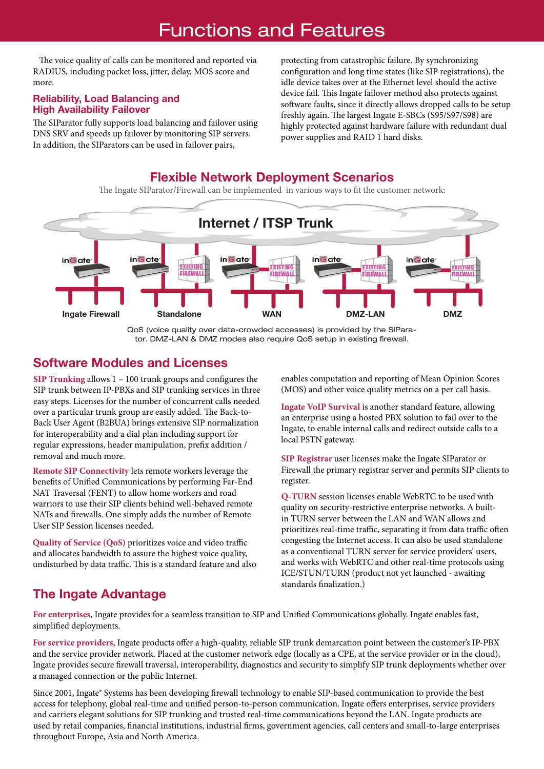# Functions and Features

The voice quality of calls can be monitored and reported via RADIUS, including packet loss, jitter, delay, MOS score and more.

## Reliability, Load Balancing and High Availability Failover

The SIParator fully supports load balancing and failover using DNS SRV and speeds up failover by monitoring SIP servers. In addition, the SIParators can be used in failover pairs, protecting from catastrophic failure. By synchronizing configuration and long time states (like SIP registrations), the idle device takes over at the Ethernet level should the active device fail. This Ingate failover method also protects against software faults, since it directly allows dropped calls to be setup freshly again. The largest Ingate E-SBCs (S95/S97/S98) are highly protected against hardware failure with redundant dual power supplies and RAID 1 hard disks.

## Flexible Network Deployment Scenarios

The Ingate SIParator/Firewall can be implemented in various ways to fit the customer network:

Internet / ITSP Trunk

Ingate Firewall | Standalone | WAN | DMZ-LAN | DMZ

QoS (voice quality over data-crowded accesses) is provided by the SIParator. DMZ-LAN & DMZ modes also require QoS setup in existing firewall.

## Software Modules and Licenses

**SIP Trunking** allows 1 – 100 trunk groups and configures the SIP trunk between IP-PBXs and SIP trunking services in three easy steps. Licenses for the number of concurrent calls needed over a particular trunk group are easily added. The Back-to-Back User Agent (B2BUA) brings extensive SIP normalization for interoperability and a dial plan including support for regular expressions, header manipulation, prefix addition / removal and much more.

**Remote SIP Connectivity** lets remote workers leverage the benefits of Unified Communications by performing Far-End NAT Traversal (FENT) to allow home workers and road warriors to use their SIP clients behind well-behaved remote NATs and firewalls. One simply adds the number of Remote User SIP Session licenses needed.

**Quality of Service (QoS)** prioritizes voice and video traffic and allocates bandwidth to assure the highest voice quality, undisturbed by data traffic. This is a standard feature and also enables computation and reporting of Mean Opinion Scores (MOS) and other voice quality metrics on a per call basis.

**Ingate VoIP Survival** is another standard feature, allowing an enterprise using a hosted PBX solution to fail over to the Ingate, to enable internal calls and redirect outside calls to a local PSTN gateway.

**SIP Registrar** user licenses make the Ingate SIParator or Firewall the primary registrar server and permits SIP clients to register.

**Q-TURN** session licenses enable WebRTC to be used with quality on security-restrictive enterprise networks. A built-in TURN server between the LAN and WAN allows and prioritizes real-time traffic, separating it from data traffic often congesting the Internet access. It can also be used standalone as a conventional TURN server for service providers' users, and works with WebRTC and other real-time protocols using ICE/STUN/TURN (product not yet launched - awaiting standards finalization.)

## The Ingate Advantage

**For enterprises**, Ingate provides for a seamless transition to SIP and Unified Communications globally. Ingate enables fast, simplified deployments.

**For service providers**, Ingate products offer a high-quality, reliable SIP trunk demarcation point between the customer's IP-PBX and the service provider network. Placed at the customer network edge (locally as a CPE, at the service provider or in the cloud), Ingate provides secure firewall traversal, interoperability, diagnostics and security to simplify SIP trunk deployments whether over a managed connection or the public Internet.

Since 2001, Ingate® Systems has been developing firewall technology to enable SIP-based communication to provide the best access for telephony, global real-time and unified person-to-person communication. Ingate offers enterprises, service providers and carriers elegant solutions for SIP trunking and trusted real-time communications beyond the LAN. Ingate products are used by retail companies, financial institutions, industrial firms, government agencies, call centers and small-to-large enterprises throughout Europe, Asia and North America.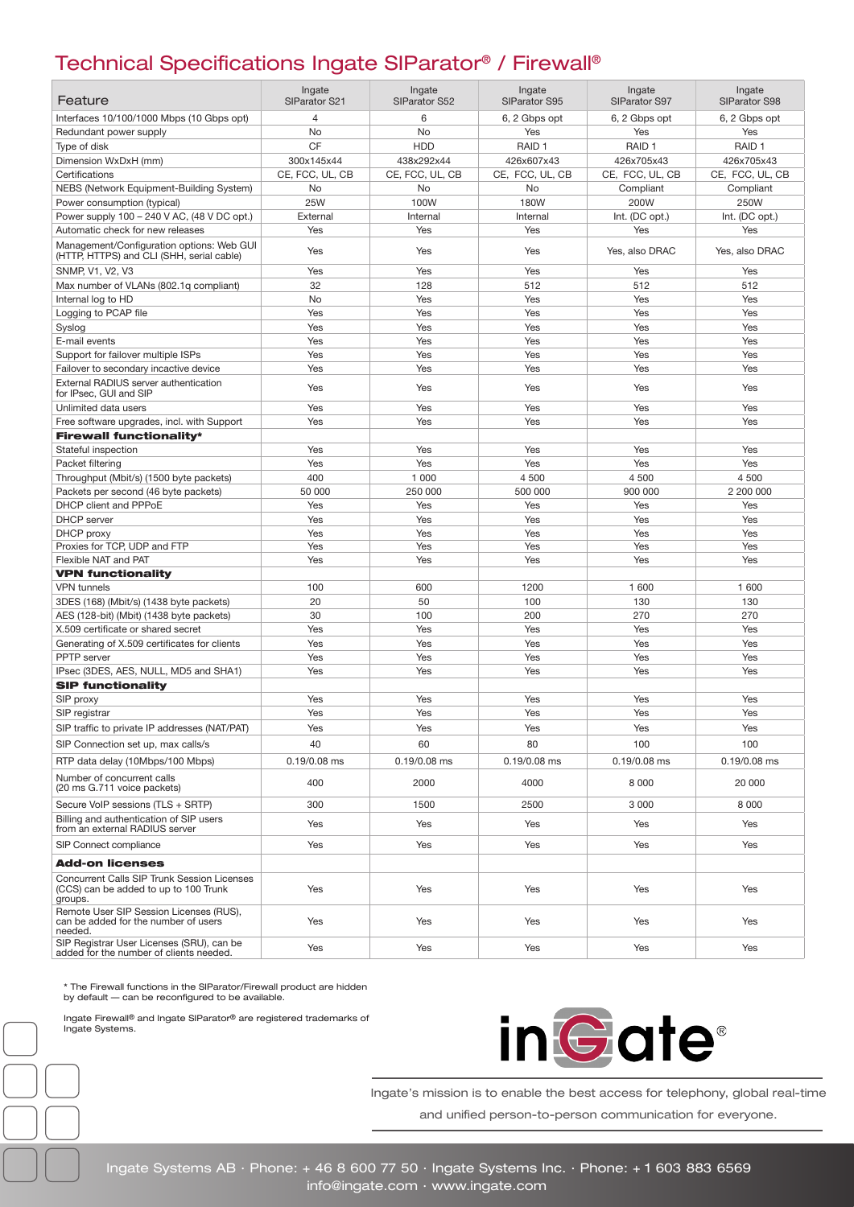# Technical Specifications Ingate SIParator® / Firewall®

| Feature | Ingate SIParator S21 | Ingate SIParator S52 | Ingate SIParator S95 | Ingate SIParator S97 | Ingate SIParator S98 |
|---|---|---|---|---|---|
| Interfaces 10/100/1000 Mbps (10 Gbps opt) | 4 | 6 | 6, 2 Gbps opt | 6, 2 Gbps opt | 6, 2 Gbps opt |
| Redundant power supply | No | No | Yes | Yes | Yes |
| Type of disk | CF | HDD | RAID 1 | RAID 1 | RAID 1 |
| Dimension WxDxH (mm) | 300x145x44 | 438x292x44 | 426x607x43 | 426x705x43 | 426x705x43 |
| Certifications | CE, FCC, UL, CB | CE, FCC, UL, CB | CE, FCC, UL, CB | CE, FCC, UL, CB | CE, FCC, UL, CB |
| NEBS (Network Equipment-Building System) | No | No | No | Compliant | Compliant |
| Power consumption (typical) | 25W | 100W | 180W | 200W | 250W |
| Power supply 100 – 240 V AC, (48 V DC opt.) | External | Internal | Internal | Int. (DC opt.) | Int. (DC opt.) |
| Automatic check for new releases | Yes | Yes | Yes | Yes | Yes |
| Management/Configuration options: Web GUI (HTTP, HTTPS) and CLI (SHH, serial cable) | Yes | Yes | Yes | Yes, also DRAC | Yes, also DRAC |
| SNMP, V1, V2, V3 | Yes | Yes | Yes | Yes | Yes |
| Max number of VLANs (802.1q compliant) | 32 | 128 | 512 | 512 | 512 |
| Internal log to HD | No | Yes | Yes | Yes | Yes |
| Logging to PCAP file | Yes | Yes | Yes | Yes | Yes |
| Syslog | Yes | Yes | Yes | Yes | Yes |
| E-mail events | Yes | Yes | Yes | Yes | Yes |
| Support for failover multiple ISPs | Yes | Yes | Yes | Yes | Yes |
| Failover to secondary inactive device | Yes | Yes | Yes | Yes | Yes |
| External RADIUS server authentication for IPsec, GUI and SIP | Yes | Yes | Yes | Yes | Yes |
| Unlimited data users | Yes | Yes | Yes | Yes | Yes |
| Free software upgrades, incl. with Support | Yes | Yes | Yes | Yes | Yes |
| **Firewall functionality*** | | | | | |
| Stateful inspection | Yes | Yes | Yes | Yes | Yes |
| Packet filtering | Yes | Yes | Yes | Yes | Yes |
| Throughput (Mbit/s) (1500 byte packets) | 400 | 1 000 | 4 500 | 4 500 | 4 500 |
| Packets per second (46 byte packets) | 50 000 | 250 000 | 500 000 | 900 000 | 2 200 000 |
| DHCP client and PPPoE | Yes | Yes | Yes | Yes | Yes |
| DHCP server | Yes | Yes | Yes | Yes | Yes |
| DHCP proxy | Yes | Yes | Yes | Yes | Yes |
| Proxies for TCP, UDP and FTP | Yes | Yes | Yes | Yes | Yes |
| Flexible NAT and PAT | Yes | Yes | Yes | Yes | Yes |
| **VPN functionality** | | | | | |
| VPN tunnels | 100 | 600 | 1200 | 1 600 | 1 600 |
| 3DES (168) (Mbit/s) (1438 byte packets) | 20 | 50 | 100 | 130 | 130 |
| AES (128-bit) (Mbit) (1438 byte packets) | 30 | 100 | 200 | 270 | 270 |
| X.509 certificate or shared secret | Yes | Yes | Yes | Yes | Yes |
| Generating of X.509 certificates for clients | Yes | Yes | Yes | Yes | Yes |
| PPTP server | Yes | Yes | Yes | Yes | Yes |
| IPsec (3DES, AES, NULL, MD5 and SHA1) | Yes | Yes | Yes | Yes | Yes |
| **SIP functionality** | | | | | |
| SIP proxy | Yes | Yes | Yes | Yes | Yes |
| SIP registrar | Yes | Yes | Yes | Yes | Yes |
| SIP traffic to private IP addresses (NAT/PAT) | Yes | Yes | Yes | Yes | Yes |
| SIP Connection set up, max calls/s | 40 | 60 | 80 | 100 | 100 |
| RTP data delay (10Mbps/100 Mbps) | 0.19/0.08 ms | 0.19/0.08 ms | 0.19/0.08 ms | 0.19/0.08 ms | 0.19/0.08 ms |
| Number of concurrent calls (20 ms G.711 voice packets) | 400 | 2000 | 4000 | 8 000 | 20 000 |
| Secure VoIP sessions (TLS + SRTP) | 300 | 1500 | 2500 | 3 000 | 8 000 |
| Billing and authentication of SIP users from an external RADIUS server | Yes | Yes | Yes | Yes | Yes |
| SIP Connect compliance | Yes | Yes | Yes | Yes | Yes |
| **Add-on licenses** | | | | | |
| Concurrent Calls SIP Trunk Session Licenses (CCS) can be added to up to 100 Trunk groups. | Yes | Yes | Yes | Yes | Yes |
| Remote User SIP Session Licenses (RUS), can be added for the number of users needed. | Yes | Yes | Yes | Yes | Yes |
| SIP Registrar User Licenses (SRU), can be added for the number of clients needed. | Yes | Yes | Yes | Yes | Yes |

* The Firewall functions in the SIParator/Firewall product are hidden by default — can be reconfigured to be available.

Ingate Firewall® and Ingate SIParator® are registered trademarks of Ingate Systems.

inGate®

Ingate's mission is to enable the best access for telephony, global real-time and unified person-to-person communication for everyone.

Ingate Systems AB · Phone: + 46 8 600 77 50 · Ingate Systems Inc. · Phone: + 1 603 883 6569
info@ingate.com · www.ingate.com